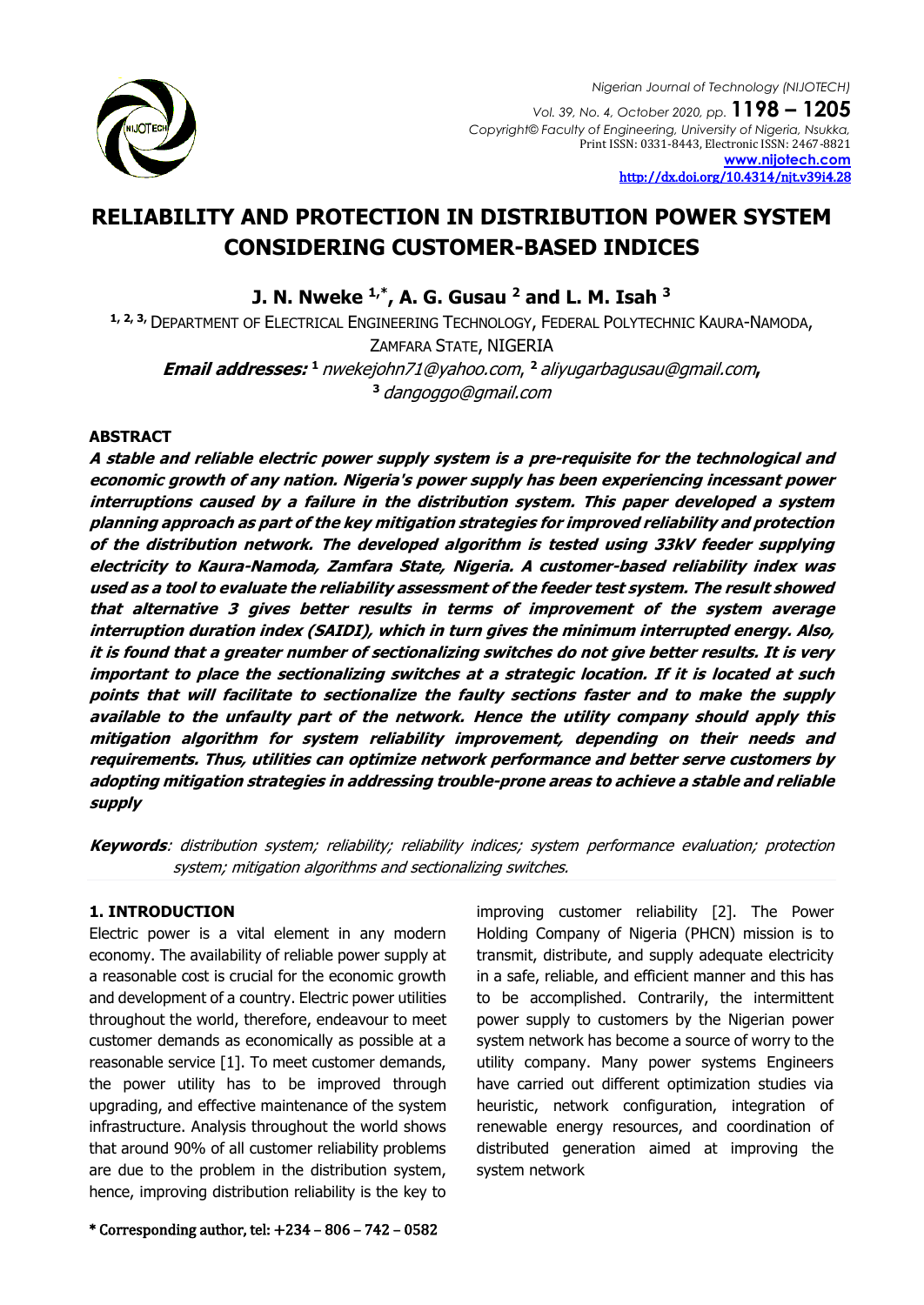# RELIABILITY AND PROTECTION IN DISTRIBUTION POWER SYSTEM CONSIDERING CUSTOMER-BASED INDICES

**J. N. Nweke [1,*], A. G. Gusau [2] and L. M. Isah [3]**

[1, 2, 3,] DEPARTMENT OF ELECTRICAL ENGINEERING TECHNOLOGY, FEDERAL POLYTECHNIC KAURA-NAMODA, ZAMFARA STATE, NIGERIA

***Email addresses:*** [1] *nwekejohn71@yahoo.com*, [2] *aliyugarbagusau@gmail.com*, [3] *dangoggo@gmail.com*

### ABSTRACT

***A stable and reliable electric power supply system is a pre-requisite for the technological and economic growth of any nation. Nigeria's power supply has been experiencing incessant power interruptions caused by a failure in the distribution system. This paper developed a system planning approach as part of the key mitigation strategies for improved reliability and protection of the distribution network. The developed algorithm is tested using 33kV feeder supplying electricity to Kaura-Namoda, Zamfara State, Nigeria. A customer-based reliability index was used as a tool to evaluate the reliability assessment of the feeder test system. The result showed that alternative 3 gives better results in terms of improvement of the system average interruption duration index (SAIDI), which in turn gives the minimum interrupted energy. Also, it is found that a greater number of sectionalizing switches do not give better results. It is very important to place the sectionalizing switches at a strategic location. If it is located at such points that will facilitate to sectionalize the faulty sections faster and to make the supply available to the unfaulty part of the network. Hence the utility company should apply this mitigation algorithm for system reliability improvement, depending on their needs and requirements. Thus, utilities can optimize network performance and better serve customers by adopting mitigation strategies in addressing trouble-prone areas to achieve a stable and reliable supply***

***Keywords****: distribution system; reliability; reliability indices; system performance evaluation; protection system; mitigation algorithms and sectionalizing switches.*

## 1. INTRODUCTION

Electric power is a vital element in any modern economy. The availability of reliable power supply at a reasonable cost is crucial for the economic growth and development of a country. Electric power utilities throughout the world, therefore, endeavour to meet customer demands as economically as possible at a reasonable service [1]. To meet customer demands, the power utility has to be improved through upgrading, and effective maintenance of the system infrastructure. Analysis throughout the world shows that around 90% of all customer reliability problems are due to the problem in the distribution system, hence, improving distribution reliability is the key to improving customer reliability [2]. The Power Holding Company of Nigeria (PHCN) mission is to transmit, distribute, and supply adequate electricity in a safe, reliable, and efficient manner and this has to be accomplished. Contrarily, the intermittent power supply to customers by the Nigerian power system network has become a source of worry to the utility company. Many power systems Engineers have carried out different optimization studies via heuristic, network configuration, integration of renewable energy resources, and coordination of distributed generation aimed at improving the system network

\* Corresponding author, tel: +234 – 806 – 742 – 0582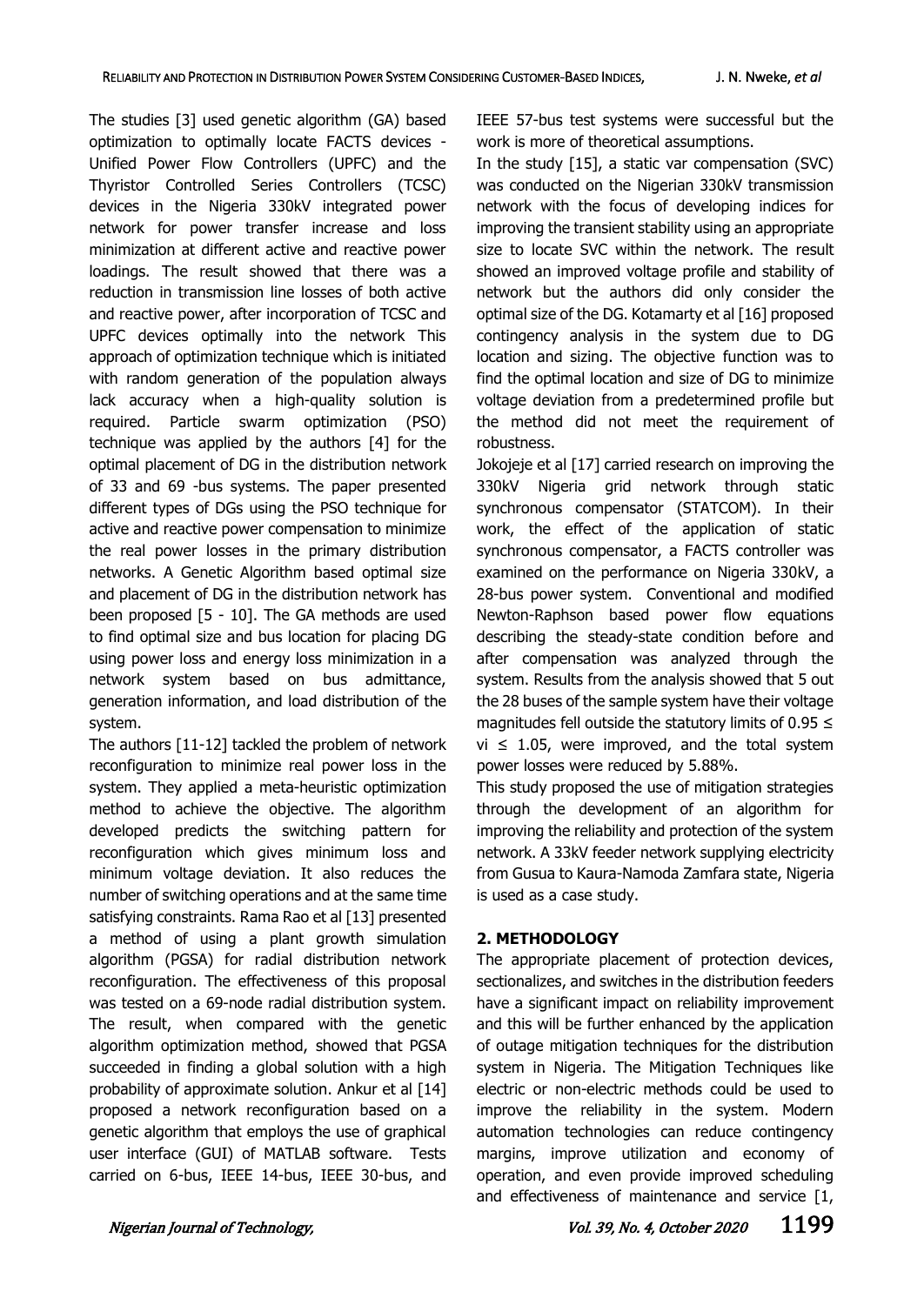The studies [3] used genetic algorithm (GA) based optimization to optimally locate FACTS devices - Unified Power Flow Controllers (UPFC) and the Thyristor Controlled Series Controllers (TCSC) devices in the Nigeria 330kV integrated power network for power transfer increase and loss minimization at different active and reactive power loadings. The result showed that there was a reduction in transmission line losses of both active and reactive power, after incorporation of TCSC and UPFC devices optimally into the network This approach of optimization technique which is initiated with random generation of the population always lack accuracy when a high-quality solution is required. Particle swarm optimization (PSO) technique was applied by the authors [4] for the optimal placement of DG in the distribution network of 33 and 69 -bus systems. The paper presented different types of DGs using the PSO technique for active and reactive power compensation to minimize the real power losses in the primary distribution networks. A Genetic Algorithm based optimal size and placement of DG in the distribution network has been proposed [5 - 10]. The GA methods are used to find optimal size and bus location for placing DG using power loss and energy loss minimization in a network system based on bus admittance, generation information, and load distribution of the system.

The authors [11-12] tackled the problem of network reconfiguration to minimize real power loss in the system. They applied a meta-heuristic optimization method to achieve the objective. The algorithm developed predicts the switching pattern for reconfiguration which gives minimum loss and minimum voltage deviation. It also reduces the number of switching operations and at the same time satisfying constraints. Rama Rao et al [13] presented a method of using a plant growth simulation algorithm (PGSA) for radial distribution network reconfiguration. The effectiveness of this proposal was tested on a 69-node radial distribution system. The result, when compared with the genetic algorithm optimization method, showed that PGSA succeeded in finding a global solution with a high probability of approximate solution. Ankur et al [14] proposed a network reconfiguration based on a genetic algorithm that employs the use of graphical user interface (GUI) of MATLAB software. Tests carried on 6-bus, IEEE 14-bus, IEEE 30-bus, and IEEE 57-bus test systems were successful but the work is more of theoretical assumptions.

In the study [15], a static var compensation (SVC) was conducted on the Nigerian 330kV transmission network with the focus of developing indices for improving the transient stability using an appropriate size to locate SVC within the network. The result showed an improved voltage profile and stability of network but the authors did only consider the optimal size of the DG. Kotamarty et al [16] proposed contingency analysis in the system due to DG location and sizing. The objective function was to find the optimal location and size of DG to minimize voltage deviation from a predetermined profile but the method did not meet the requirement of robustness.

Jokojeje et al [17] carried research on improving the 330kV Nigeria grid network through static synchronous compensator (STATCOM). In their work, the effect of the application of static synchronous compensator, a FACTS controller was examined on the performance on Nigeria 330kV, a 28-bus power system. Conventional and modified Newton-Raphson based power flow equations describing the steady-state condition before and after compensation was analyzed through the system. Results from the analysis showed that 5 out the 28 buses of the sample system have their voltage magnitudes fell outside the statutory limits of $0.95 \leq v_i \leq 1.05$, were improved, and the total system power losses were reduced by 5.88%.

This study proposed the use of mitigation strategies through the development of an algorithm for improving the reliability and protection of the system network. A 33kV feeder network supplying electricity from Gusua to Kaura-Namoda Zamfara state, Nigeria is used as a case study.

## 2. METHODOLOGY

The appropriate placement of protection devices, sectionalizes, and switches in the distribution feeders have a significant impact on reliability improvement and this will be further enhanced by the application of outage mitigation techniques for the distribution system in Nigeria. The Mitigation Techniques like electric or non-electric methods could be used to improve the reliability in the system. Modern automation technologies can reduce contingency margins, improve utilization and economy of operation, and even provide improved scheduling and effectiveness of maintenance and service [1,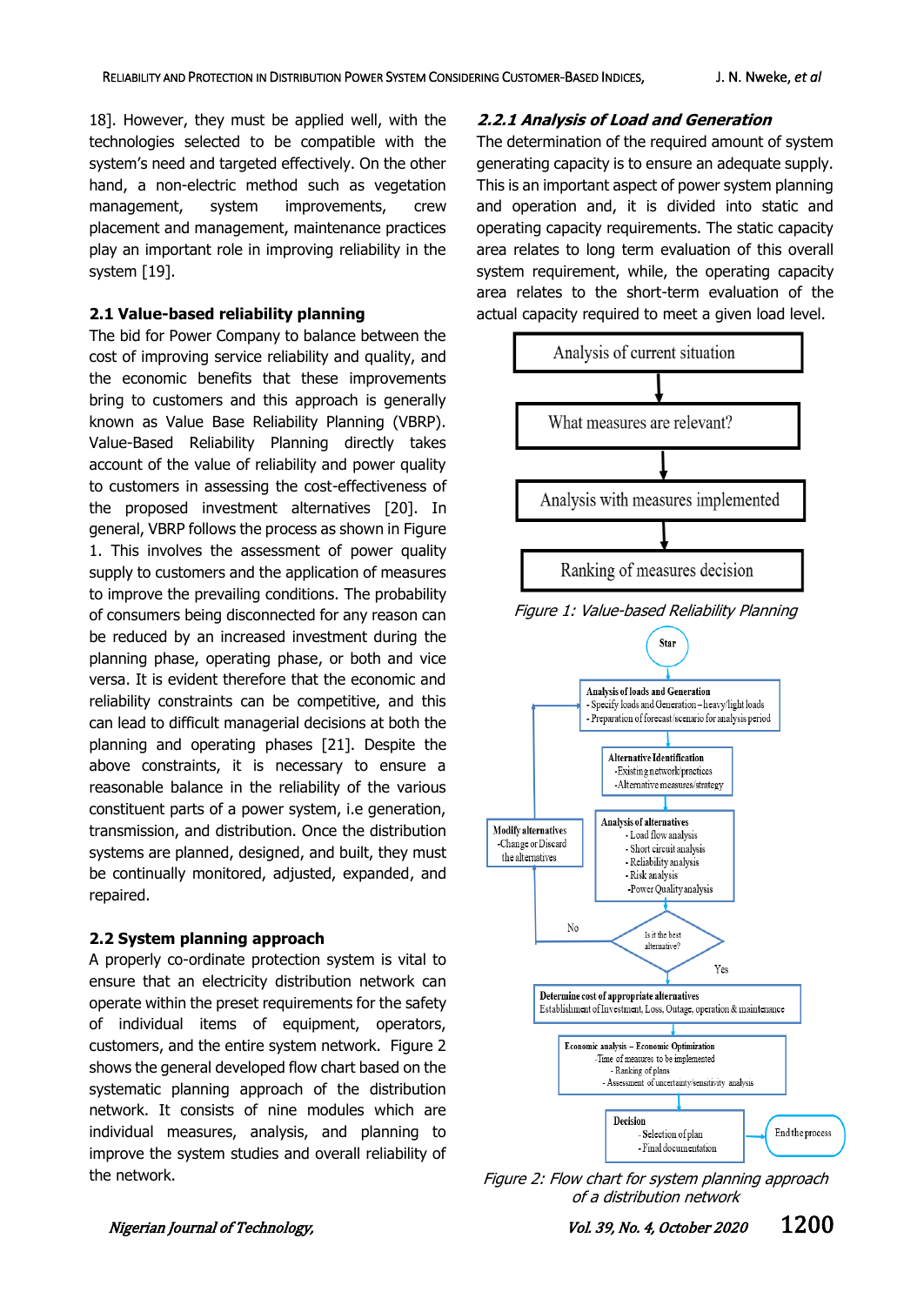18]. However, they must be applied well, with the technologies selected to be compatible with the system's need and targeted effectively. On the other hand, a non-electric method such as vegetation management, system improvements, crew placement and management, maintenance practices play an important role in improving reliability in the system [19].

### 2.1 Value-based reliability planning

The bid for Power Company to balance between the cost of improving service reliability and quality, and the economic benefits that these improvements bring to customers and this approach is generally known as Value Base Reliability Planning (VBRP). Value-Based Reliability Planning directly takes account of the value of reliability and power quality to customers in assessing the cost-effectiveness of the proposed investment alternatives [20]. In general, VBRP follows the process as shown in Figure 1. This involves the assessment of power quality supply to customers and the application of measures to improve the prevailing conditions. The probability of consumers being disconnected for any reason can be reduced by an increased investment during the planning phase, operating phase, or both and vice versa. It is evident therefore that the economic and reliability constraints can be competitive, and this can lead to difficult managerial decisions at both the planning and operating phases [21]. Despite the above constraints, it is necessary to ensure a reasonable balance in the reliability of the various constituent parts of a power system, i.e generation, transmission, and distribution. Once the distribution systems are planned, designed, and built, they must be continually monitored, adjusted, expanded, and repaired.

### 2.2 System planning approach

A properly co-ordinate protection system is vital to ensure that an electricity distribution network can operate within the preset requirements for the safety of individual items of equipment, operators, customers, and the entire system network. Figure 2 shows the general developed flow chart based on the systematic planning approach of the distribution network. It consists of nine modules which are individual measures, analysis, and planning to improve the system studies and overall reliability of the network.

#### 2.2.1 Analysis of Load and Generation

The determination of the required amount of system generating capacity is to ensure an adequate supply. This is an important aspect of power system planning and operation and, it is divided into static and operating capacity requirements. The static capacity area relates to long term evaluation of this overall system requirement, while, the operating capacity area relates to the short-term evaluation of the actual capacity required to meet a given load level.

Analysis of current situation → What measures are relevant? → Analysis with measures implemented → Ranking of measures decision

*Figure 1: Value-based Reliability Planning*

Star → **Analysis of loads and Generation** (- Specify loads and Generation – heavy/light loads; - Preparation of forecast/scenario for analysis period) → **Alternative Identification** (-Existing network practices; -Alternative measures/strategy) → **Analysis of alternatives** (- Load flow analysis; - Short circuit analysis; - Reliability analysis; - Risk analysis; -Power Quality analysis) → Is it the best alternative? — No → **Modify alternatives** (-Change or Discard the alternatives) → back to Analysis of loads and Generation; Yes → **Determine cost of appropriate alternatives** (Establishment of Investment, Loss, Outage, operation & maintenance) → **Economic analysis – Economic Optimization** (-Time of measures to be implemented; - Ranking of plans; - Assessment of uncertainty/sensitivity analysis) → **Decision** (- Selection of plan; - Final documentation) → End the process

*Figure 2: Flow chart for system planning approach of a distribution network*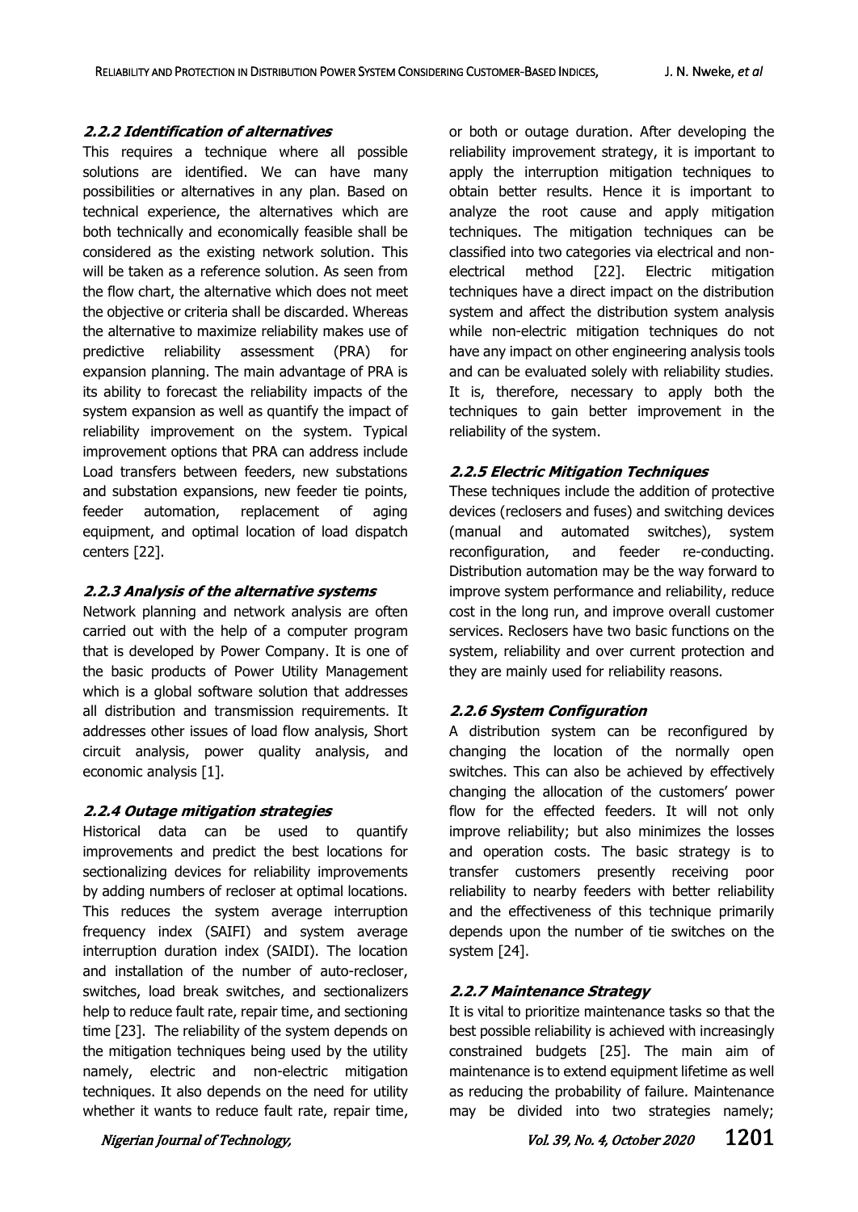#### *2.2.2 Identification of alternatives*

This requires a technique where all possible solutions are identified. We can have many possibilities or alternatives in any plan. Based on technical experience, the alternatives which are both technically and economically feasible shall be considered as the existing network solution. This will be taken as a reference solution. As seen from the flow chart, the alternative which does not meet the objective or criteria shall be discarded. Whereas the alternative to maximize reliability makes use of predictive reliability assessment (PRA) for expansion planning. The main advantage of PRA is its ability to forecast the reliability impacts of the system expansion as well as quantify the impact of reliability improvement on the system. Typical improvement options that PRA can address include Load transfers between feeders, new substations and substation expansions, new feeder tie points, feeder automation, replacement of aging equipment, and optimal location of load dispatch centers [22].

#### *2.2.3 Analysis of the alternative systems*

Network planning and network analysis are often carried out with the help of a computer program that is developed by Power Company. It is one of the basic products of Power Utility Management which is a global software solution that addresses all distribution and transmission requirements. It addresses other issues of load flow analysis, Short circuit analysis, power quality analysis, and economic analysis [1].

#### *2.2.4 Outage mitigation strategies*

Historical data can be used to quantify improvements and predict the best locations for sectionalizing devices for reliability improvements by adding numbers of recloser at optimal locations. This reduces the system average interruption frequency index (SAIFI) and system average interruption duration index (SAIDI). The location and installation of the number of auto-recloser, switches, load break switches, and sectionalizers help to reduce fault rate, repair time, and sectioning time [23]. The reliability of the system depends on the mitigation techniques being used by the utility namely, electric and non-electric mitigation techniques. It also depends on the need for utility whether it wants to reduce fault rate, repair time, or both or outage duration. After developing the reliability improvement strategy, it is important to apply the interruption mitigation techniques to obtain better results. Hence it is important to analyze the root cause and apply mitigation techniques. The mitigation techniques can be classified into two categories via electrical and non-electrical method [22]. Electric mitigation techniques have a direct impact on the distribution system and affect the distribution system analysis while non-electric mitigation techniques do not have any impact on other engineering analysis tools and can be evaluated solely with reliability studies. It is, therefore, necessary to apply both the techniques to gain better improvement in the reliability of the system.

#### *2.2.5 Electric Mitigation Techniques*

These techniques include the addition of protective devices (reclosers and fuses) and switching devices (manual and automated switches), system reconfiguration, and feeder re-conducting. Distribution automation may be the way forward to improve system performance and reliability, reduce cost in the long run, and improve overall customer services. Reclosers have two basic functions on the system, reliability and over current protection and they are mainly used for reliability reasons.

#### *2.2.6 System Configuration*

A distribution system can be reconfigured by changing the location of the normally open switches. This can also be achieved by effectively changing the allocation of the customers' power flow for the effected feeders. It will not only improve reliability; but also minimizes the losses and operation costs. The basic strategy is to transfer customers presently receiving poor reliability to nearby feeders with better reliability and the effectiveness of this technique primarily depends upon the number of tie switches on the system [24].

#### *2.2.7 Maintenance Strategy*

It is vital to prioritize maintenance tasks so that the best possible reliability is achieved with increasingly constrained budgets [25]. The main aim of maintenance is to extend equipment lifetime as well as reducing the probability of failure. Maintenance may be divided into two strategies namely;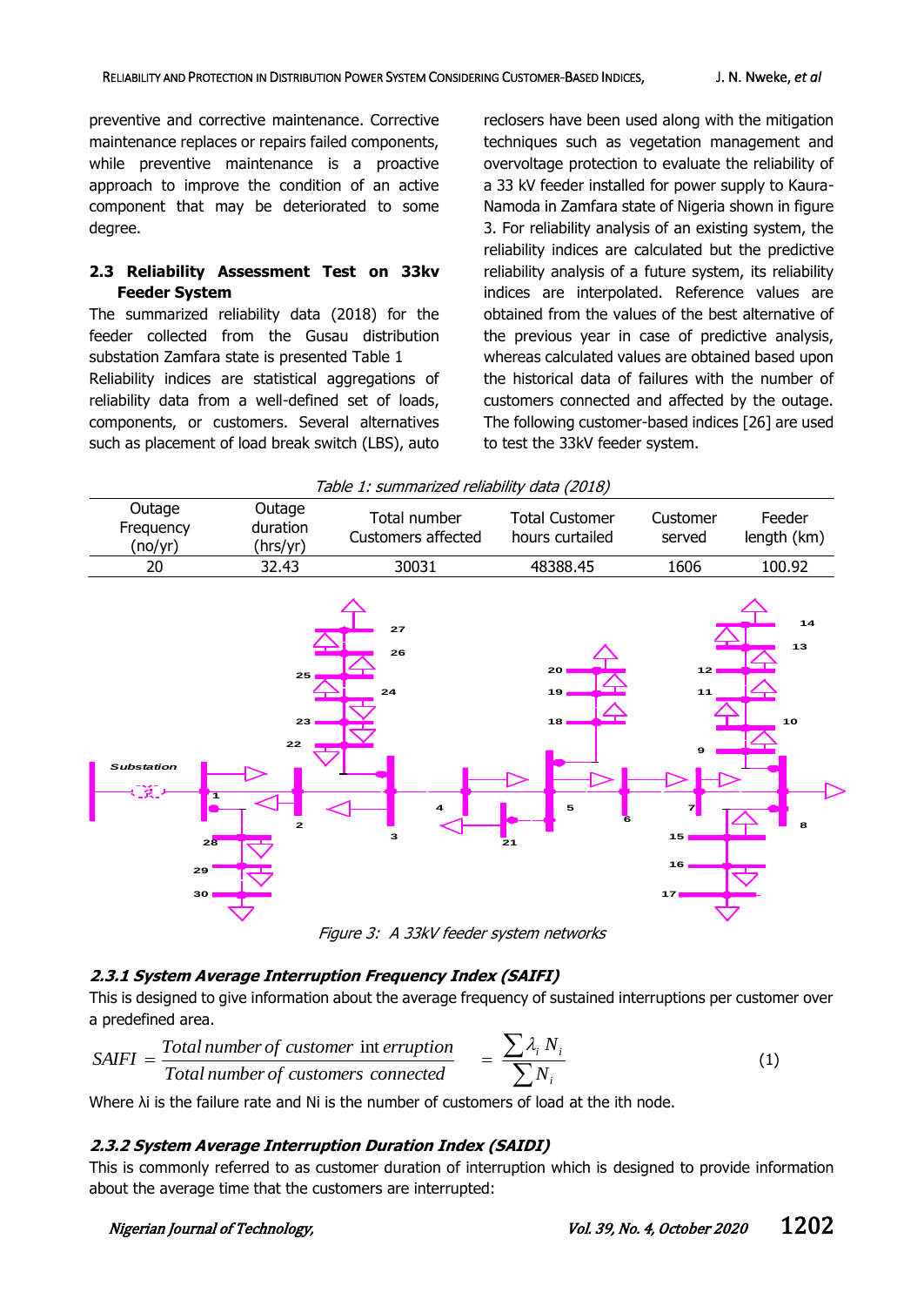preventive and corrective maintenance. Corrective maintenance replaces or repairs failed components, while preventive maintenance is a proactive approach to improve the condition of an active component that may be deteriorated to some degree.

### 2.3 Reliability Assessment Test on 33kv Feeder System

The summarized reliability data (2018) for the feeder collected from the Gusau distribution substation Zamfara state is presented Table 1

Reliability indices are statistical aggregations of reliability data from a well-defined set of loads, components, or customers. Several alternatives such as placement of load break switch (LBS), auto reclosers have been used along with the mitigation techniques such as vegetation management and overvoltage protection to evaluate the reliability of a 33 kV feeder installed for power supply to Kaura-Namoda in Zamfara state of Nigeria shown in figure 3. For reliability analysis of an existing system, the reliability indices are calculated but the predictive reliability analysis of a future system, its reliability indices are interpolated. Reference values are obtained from the values of the best alternative of the previous year in case of predictive analysis, whereas calculated values are obtained based upon the historical data of failures with the number of customers connected and affected by the outage. The following customer-based indices [26] are used to test the 33kV feeder system.

*Table 1: summarized reliability data (2018)*

| Outage Frequency (no/yr) | Outage duration (hrs/yr) | Total number Customers affected | Total Customer hours curtailed | Customer served | Feeder length (km) |
|---|---|---|---|---|---|
| 20 | 32.43 | 30031 | 48388.45 | 1606 | 100.92 |

*Figure 3: A 33kV feeder system networks*

#### 2.3.1 System Average Interruption Frequency Index (SAIFI)

This is designed to give information about the average frequency of sustained interruptions per customer over a predefined area.

$$SAIFI = \frac{Total\ number\ of\ customer\ interruption}{Total\ number\ of\ customers\ connected} = \frac{\sum \lambda_i N_i}{\sum N_i} \quad (1)$$

Where λi is the failure rate and Ni is the number of customers of load at the ith node.

#### 2.3.2 System Average Interruption Duration Index (SAIDI)

This is commonly referred to as customer duration of interruption which is designed to provide information about the average time that the customers are interrupted: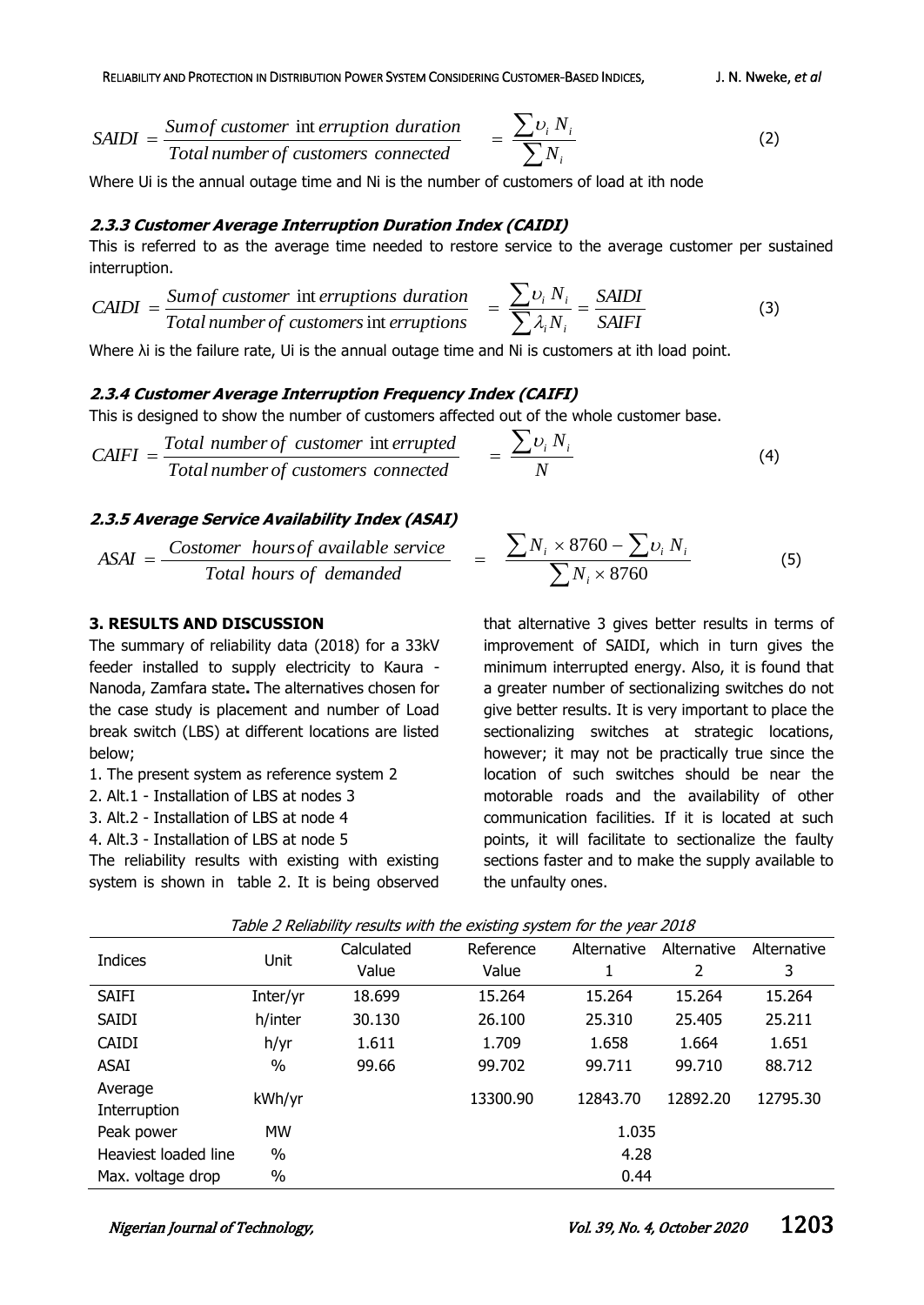$$SAIDI = \frac{Sum\,of\ customer\ \text{int}\,erruption\ duration}{Total\,number\,of\ customers\ connected} \quad = \frac{\sum \upsilon_i\, N_i}{\sum N_i} \tag{2}$$

Where Ui is the annual outage time and Ni is the number of customers of load at ith node

#### *2.3.3 Customer Average Interruption Duration Index (CAIDI)*

This is referred to as the average time needed to restore service to the average customer per sustained interruption.

$$CAIDI = \frac{Sum\,of\ customer\ \text{int}\,erruptions\ duration}{Total\,number\,of\ customers\,\text{int}\,erruptions} \quad = \frac{\sum \upsilon_i\, N_i}{\sum \lambda_i N_i} = \frac{SAIDI}{SAIFI} \tag{3}$$

Where λi is the failure rate, Ui is the annual outage time and Ni is customers at ith load point.

#### *2.3.4 Customer Average Interruption Frequency Index (CAIFI)*

This is designed to show the number of customers affected out of the whole customer base.

$$CAIFI = \frac{Total\ number\,of\ \ customer\ \text{int}\,errupted}{Total\,number\,of\ customers\ connected} \quad = \frac{\sum \upsilon_i\, N_i}{N} \tag{4}$$

#### *2.3.5 Average Service Availability Index (ASAI)*

$$ASAI = \frac{Costomer\ \ hours\,of\ available\ service}{Total\ hours\ of\ \ demanded} \quad = \frac{\sum N_i \times 8760 - \sum \upsilon_i\, N_i}{\sum N_i \times 8760} \tag{5}$$

### 3. RESULTS AND DISCUSSION

The summary of reliability data (2018) for a 33kV feeder installed to supply electricity to Kaura - Nanoda, Zamfara state**.** The alternatives chosen for the case study is placement and number of Load break switch (LBS) at different locations are listed below;

1. The present system as reference system 2
2. Alt.1 - Installation of LBS at nodes 3
3. Alt.2 - Installation of LBS at node 4
4. Alt.3 - Installation of LBS at node 5

The reliability results with existing with existing system is shown in table 2. It is being observed that alternative 3 gives better results in terms of improvement of SAIDI, which in turn gives the minimum interrupted energy. Also, it is found that a greater number of sectionalizing switches do not give better results. It is very important to place the sectionalizing switches at strategic locations, however; it may not be practically true since the location of such switches should be near the motorable roads and the availability of other communication facilities. If it is located at such points, it will facilitate to sectionalize the faulty sections faster and to make the supply available to the unfaulty ones.

*Table 2 Reliability results with the existing system for the year 2018*

| Indices | Unit | Calculated Value | Reference Value | Alternative 1 | Alternative 2 | Alternative 3 |
|---|---|---|---|---|---|---|
| SAIFI | Inter/yr | 18.699 | 15.264 | 15.264 | 15.264 | 15.264 |
| SAIDI | h/inter | 30.130 | 26.100 | 25.310 | 25.405 | 25.211 |
| CAIDI | h/yr | 1.611 | 1.709 | 1.658 | 1.664 | 1.651 |
| ASAI | % | 99.66 | 99.702 | 99.711 | 99.710 | 88.712 |
| Average Interruption | kWh/yr | | 13300.90 | 12843.70 | 12892.20 | 12795.30 |
| Peak power | MW | | | 1.035 | | |
| Heaviest loaded line | % | | | 4.28 | | |
| Max. voltage drop | % | | | 0.44 | | |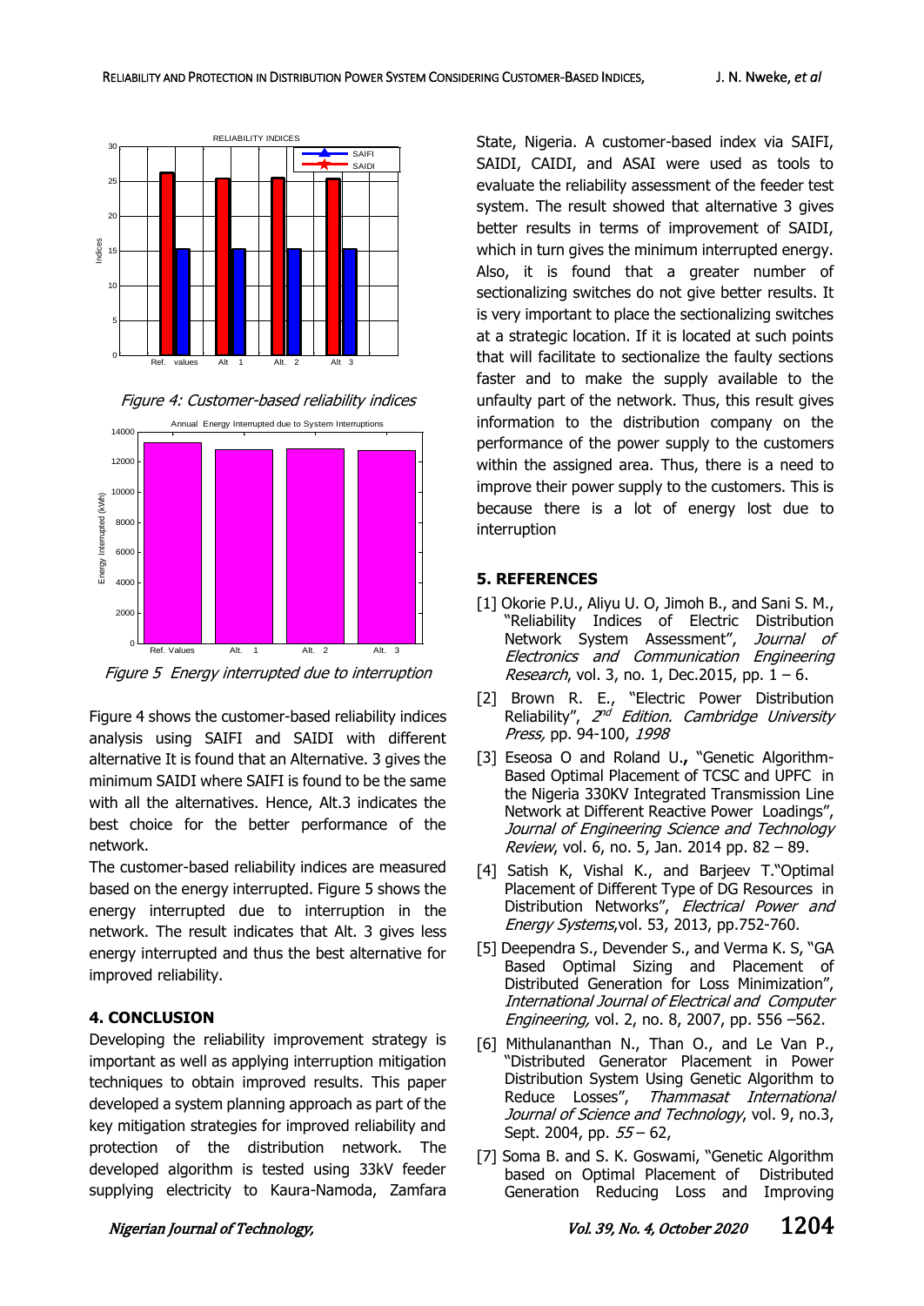Figure 4: Customer-based reliability indices

Figure 5 Energy interrupted due to interruption

Figure 4 shows the customer-based reliability indices analysis using SAIFI and SAIDI with different alternative It is found that an Alternative. 3 gives the minimum SAIDI where SAIFI is found to be the same with all the alternatives. Hence, Alt.3 indicates the best choice for the better performance of the network.

The customer-based reliability indices are measured based on the energy interrupted. Figure 5 shows the energy interrupted due to interruption in the network. The result indicates that Alt. 3 gives less energy interrupted and thus the best alternative for improved reliability.

## 4. CONCLUSION

Developing the reliability improvement strategy is important as well as applying interruption mitigation techniques to obtain improved results. This paper developed a system planning approach as part of the key mitigation strategies for improved reliability and protection of the distribution network. The developed algorithm is tested using 33kV feeder supplying electricity to Kaura-Namoda, Zamfara State, Nigeria. A customer-based index via SAIFI, SAIDI, CAIDI, and ASAI were used as tools to evaluate the reliability assessment of the feeder test system. The result showed that alternative 3 gives better results in terms of improvement of SAIDI, which in turn gives the minimum interrupted energy. Also, it is found that a greater number of sectionalizing switches do not give better results. It is very important to place the sectionalizing switches at a strategic location. If it is located at such points that will facilitate to sectionalize the faulty sections faster and to make the supply available to the unfaulty part of the network. Thus, this result gives information to the distribution company on the performance of the power supply to the customers within the assigned area. Thus, there is a need to improve their power supply to the customers. This is because there is a lot of energy lost due to interruption

## 5. REFERENCES

[1] Okorie P.U., Aliyu U. O, Jimoh B., and Sani S. M., "Reliability Indices of Electric Distribution Network System Assessment", *Journal of Electronics and Communication Engineering Research*, vol. 3, no. 1, Dec.2015, pp. 1 – 6.

[2] Brown R. E., "Electric Power Distribution Reliability", *2nd Edition. Cambridge University Press,* pp. 94-100, *1998*

[3] Eseosa O and Roland U., "Genetic Algorithm-Based Optimal Placement of TCSC and UPFC in the Nigeria 330KV Integrated Transmission Line Network at Different Reactive Power Loadings", *Journal of Engineering Science and Technology Review*, vol. 6, no. 5, Jan. 2014 pp. 82 – 89.

[4] Satish K, Vishal K., and Barjeev T."Optimal Placement of Different Type of DG Resources in Distribution Networks", *Electrical Power and Energy Systems*,vol. 53, 2013, pp.752-760.

[5] Deependra S., Devender S., and Verma K. S, "GA Based Optimal Sizing and Placement of Distributed Generation for Loss Minimization", *International Journal of Electrical and Computer Engineering,* vol. 2, no. 8, 2007, pp. 556 –562.

[6] Mithulananthan N., Than O., and Le Van P., "Distributed Generator Placement in Power Distribution System Using Genetic Algorithm to Reduce Losses", *Thammasat International Journal of Science and Technology*, vol. 9, no.3, Sept. 2004, pp. *55* – 62,

[7] Soma B. and S. K. Goswami, "Genetic Algorithm based on Optimal Placement of Distributed Generation Reducing Loss and Improving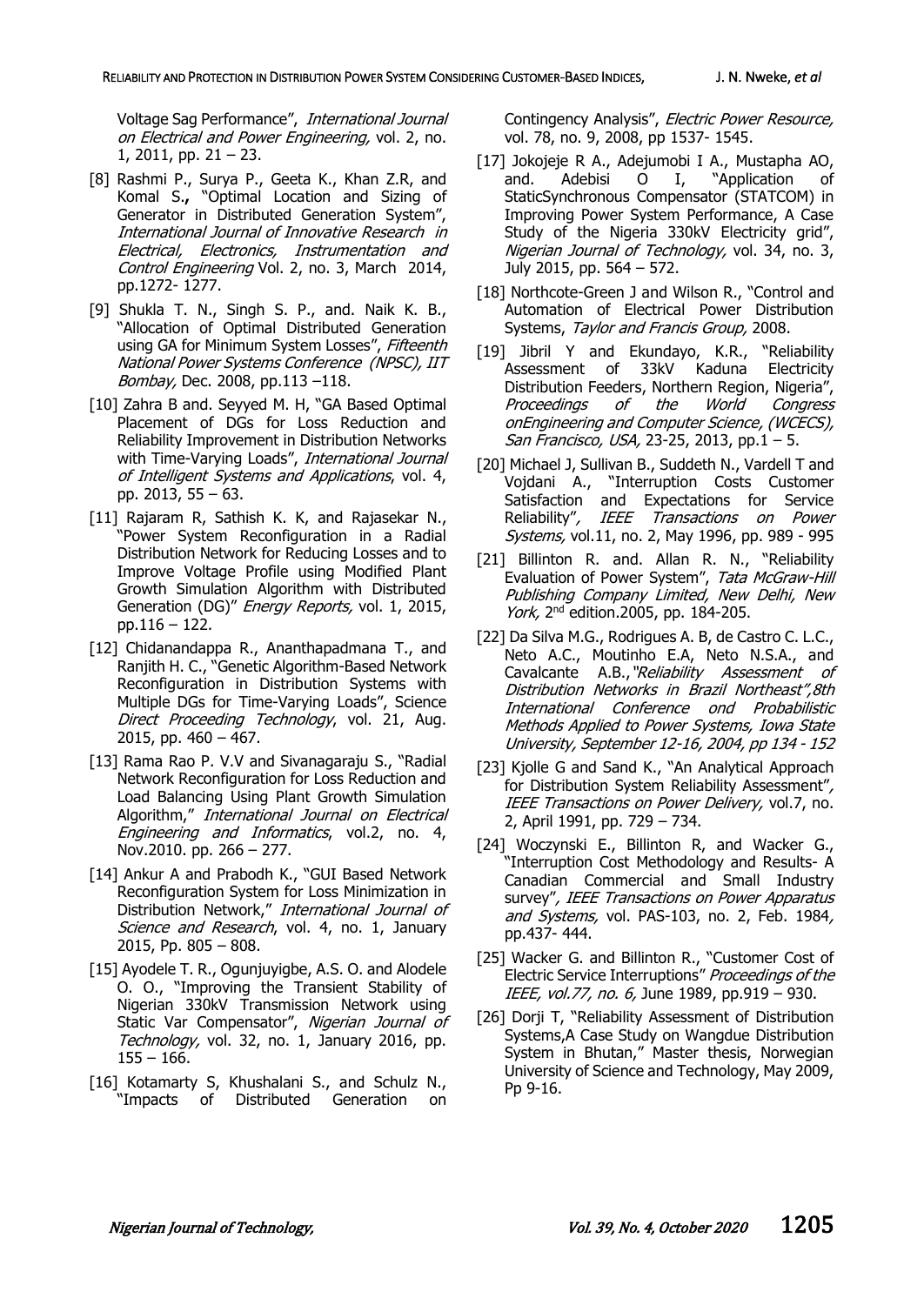Voltage Sag Performance", *International Journal on Electrical and Power Engineering,* vol. 2, no. 1, 2011, pp. 21 – 23.

[8] Rashmi P., Surya P., Geeta K., Khan Z.R, and Komal S.**,** "Optimal Location and Sizing of Generator in Distributed Generation System", *International Journal of Innovative Research in Electrical, Electronics, Instrumentation and Control Engineering* Vol. 2, no. 3, March 2014, pp.1272- 1277.

[9] Shukla T. N., Singh S. P., and. Naik K. B., "Allocation of Optimal Distributed Generation using GA for Minimum System Losses", *Fifteenth National Power Systems Conference (NPSC), IIT Bombay,* Dec. 2008, pp.113 –118.

[10] Zahra B and. Seyyed M. H, "GA Based Optimal Placement of DGs for Loss Reduction and Reliability Improvement in Distribution Networks with Time-Varying Loads", *International Journal of Intelligent Systems and Applications*, vol. 4, pp. 2013, 55 – 63.

[11] Rajaram R, Sathish K. K, and Rajasekar N., "Power System Reconfiguration in a Radial Distribution Network for Reducing Losses and to Improve Voltage Profile using Modified Plant Growth Simulation Algorithm with Distributed Generation (DG)" *Energy Reports,* vol. 1, 2015, pp.116 – 122.

[12] Chidanandappa R., Ananthapadmana T., and Ranjith H. C., "Genetic Algorithm-Based Network Reconfiguration in Distribution Systems with Multiple DGs for Time-Varying Loads", Science *Direct Proceeding Technology*, vol. 21, Aug. 2015, pp. 460 – 467.

[13] Rama Rao P. V.V and Sivanagaraju S., "Radial Network Reconfiguration for Loss Reduction and Load Balancing Using Plant Growth Simulation Algorithm," *International Journal on Electrical Engineering and Informatics*, vol.2, no. 4, Nov.2010. pp. 266 – 277.

[14] Ankur A and Prabodh K., "GUI Based Network Reconfiguration System for Loss Minimization in Distribution Network," *International Journal of Science and Research*, vol. 4, no. 1, January 2015, Pp. 805 – 808.

[15] Ayodele T. R., Ogunjuyigbe, A.S. O. and Alodele O. O., "Improving the Transient Stability of Nigerian 330kV Transmission Network using Static Var Compensator", *Nigerian Journal of Technology,* vol. 32, no. 1, January 2016, pp. 155 – 166.

[16] Kotamarty S, Khushalani S., and Schulz N., "Impacts of Distributed Generation on Contingency Analysis", *Electric Power Resource,* vol. 78, no. 9, 2008, pp 1537- 1545.

[17] Jokojeje R A., Adejumobi I A., Mustapha AO, and. Adebisi O I, "Application of StaticSynchronous Compensator (STATCOM) in Improving Power System Performance, A Case Study of the Nigeria 330kV Electricity grid", *Nigerian Journal of Technology,* vol. 34, no. 3, July 2015, pp. 564 – 572.

[18] Northcote-Green J and Wilson R., "Control and Automation of Electrical Power Distribution Systems, *Taylor and Francis Group,* 2008.

[19] Jibril Y and Ekundayo, K.R., "Reliability Assessment of 33kV Kaduna Electricity Distribution Feeders, Northern Region, Nigeria", *Proceedings of the World Congress onEngineering and Computer Science, (WCECS), San Francisco, USA,* 23-25, 2013, pp.1 – 5.

[20] Michael J, Sullivan B., Suddeth N., Vardell T and Vojdani A., "Interruption Costs Customer Satisfaction and Expectations for Service Reliability", *IEEE Transactions on Power Systems,* vol.11, no. 2, May 1996, pp. 989 - 995

[21] Billinton R. and. Allan R. N., "Reliability Evaluation of Power System", *Tata McGraw-Hill Publishing Company Limited, New Delhi, New York,* 2nd edition.2005, pp. 184-205.

[22] Da Silva M.G., Rodrigues A. B, de Castro C. L.C., Neto A.C., Moutinho E.A, Neto N.S.A., and Cavalcante A.B.,*"Reliability Assessment of Distribution Networks in Brazil Northeast",8th International Conference ond Probabilistic Methods Applied to Power Systems, Iowa State University, September 12-16, 2004, pp 134 - 152*

[23] Kjolle G and Sand K., "An Analytical Approach for Distribution System Reliability Assessment"*, IEEE Transactions on Power Delivery,* vol.7, no. 2, April 1991, pp. 729 – 734.

[24] Woczynski E., Billinton R, and Wacker G., "Interruption Cost Methodology and Results- A Canadian Commercial and Small Industry survey"*, IEEE Transactions on Power Apparatus and Systems,* vol. PAS-103, no. 2, Feb. 1984*,* pp.437- 444.

[25] Wacker G. and Billinton R., "Customer Cost of Electric Service Interruptions" *Proceedings of the IEEE, vol.77, no. 6,* June 1989, pp.919 – 930.

[26] Dorji T, "Reliability Assessment of Distribution Systems,A Case Study on Wangdue Distribution System in Bhutan," Master thesis, Norwegian University of Science and Technology, May 2009, Pp 9-16.